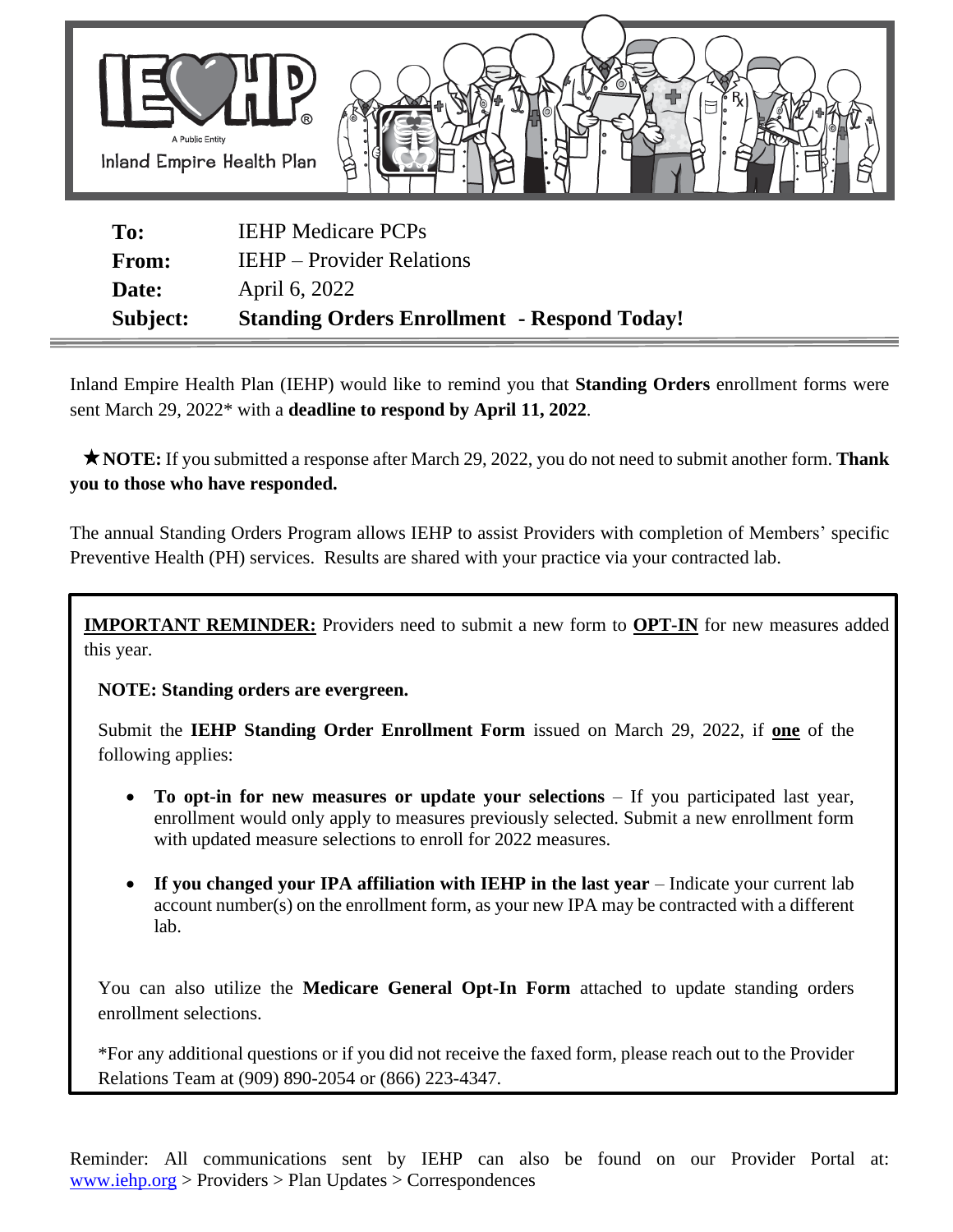IEHP
A Public Entity
Inland Empire Health Plan

| | |
|---|---|
| **To:** | IEHP Medicare PCPs |
| **From:** | IEHP – Provider Relations |
| **Date:** | April 6, 2022 |
| **Subject:** | **Standing Orders Enrollment - Respond Today!** |

Inland Empire Health Plan (IEHP) would like to remind you that **Standing Orders** enrollment forms were sent March 29, 2022* with a **deadline to respond by April 11, 2022**.

★**NOTE:** If you submitted a response after March 29, 2022, you do not need to submit another form. **Thank you to those who have responded.**

The annual Standing Orders Program allows IEHP to assist Providers with completion of Members' specific Preventive Health (PH) services. Results are shared with your practice via your contracted lab.

**IMPORTANT REMINDER:** Providers need to submit a new form to **OPT-IN** for new measures added this year.

**NOTE: Standing orders are evergreen.**

Submit the **IEHP Standing Order Enrollment Form** issued on March 29, 2022, if **one** of the following applies:

- **To opt-in for new measures or update your selections** – If you participated last year, enrollment would only apply to measures previously selected. Submit a new enrollment form with updated measure selections to enroll for 2022 measures.
- **If you changed your IPA affiliation with IEHP in the last year** – Indicate your current lab account number(s) on the enrollment form, as your new IPA may be contracted with a different lab.

You can also utilize the **Medicare General Opt-In Form** attached to update standing orders enrollment selections.

*For any additional questions or if you did not receive the faxed form, please reach out to the Provider Relations Team at (909) 890-2054 or (866) 223-4347.

Reminder: All communications sent by IEHP can also be found on our Provider Portal at: www.iehp.org > Providers > Plan Updates > Correspondences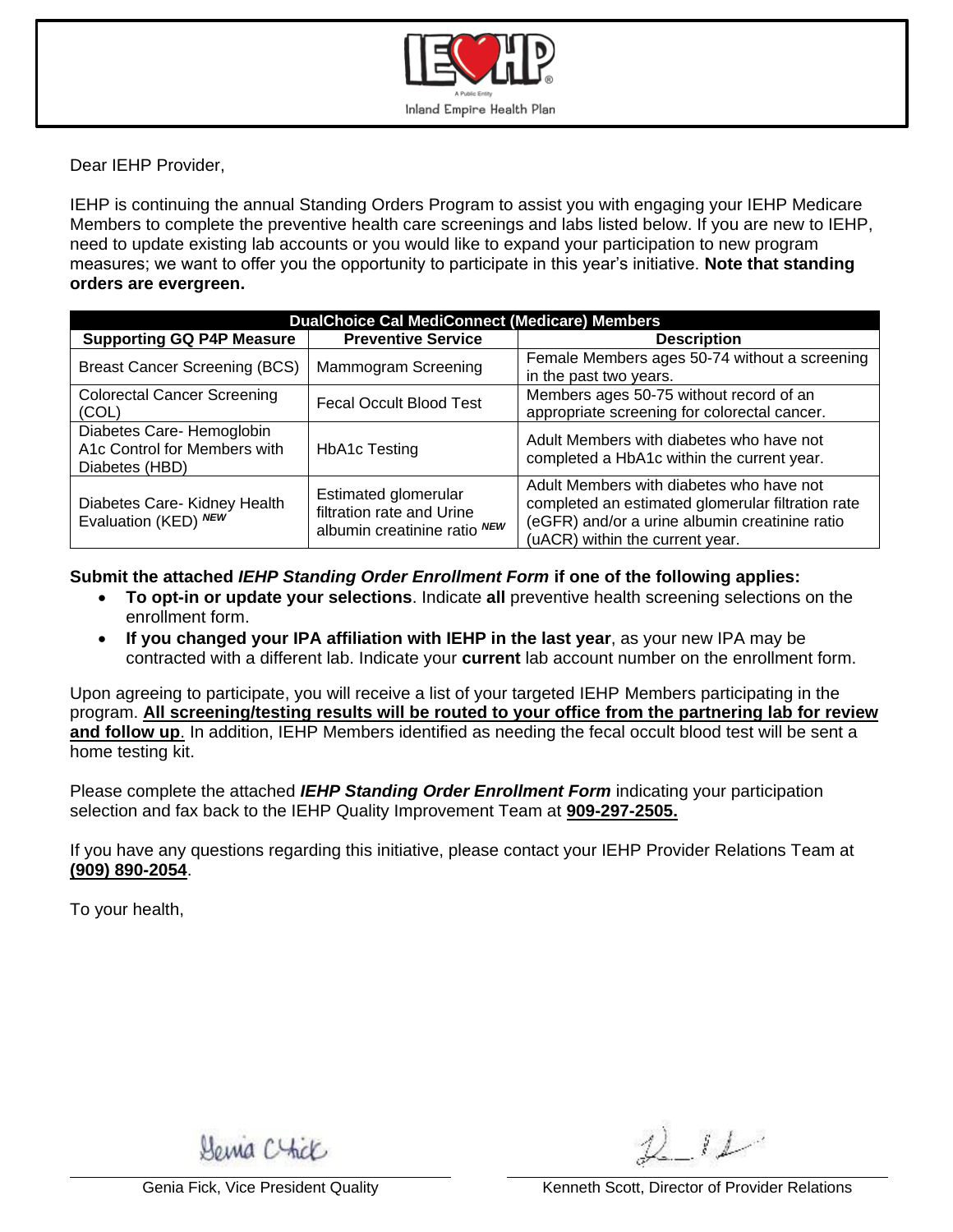Dear IEHP Provider,

IEHP is continuing the annual Standing Orders Program to assist you with engaging your IEHP Medicare Members to complete the preventive health care screenings and labs listed below. If you are new to IEHP, need to update existing lab accounts or you would like to expand your participation to new program measures; we want to offer you the opportunity to participate in this year's initiative. **Note that standing orders are evergreen.**

| DualChoice Cal MediConnect (Medicare) Members | | |
|---|---|---|
| **Supporting GQ P4P Measure** | **Preventive Service** | **Description** |
| Breast Cancer Screening (BCS) | Mammogram Screening | Female Members ages 50-74 without a screening in the past two years. |
| Colorectal Cancer Screening (COL) | Fecal Occult Blood Test | Members ages 50-75 without record of an appropriate screening for colorectal cancer. |
| Diabetes Care- Hemoglobin A1c Control for Members with Diabetes (HBD) | HbA1c Testing | Adult Members with diabetes who have not completed a HbA1c within the current year. |
| Diabetes Care- Kidney Health Evaluation (KED) ***NEW*** | Estimated glomerular filtration rate and Urine albumin creatinine ratio ***NEW*** | Adult Members with diabetes who have not completed an estimated glomerular filtration rate (eGFR) and/or a urine albumin creatinine ratio (uACR) within the current year. |

**Submit the attached *IEHP Standing Order Enrollment Form* if one of the following applies:**

- **To opt-in or update your selections**. Indicate **all** preventive health screening selections on the enrollment form.
- **If you changed your IPA affiliation with IEHP in the last year**, as your new IPA may be contracted with a different lab. Indicate your **current** lab account number on the enrollment form.

Upon agreeing to participate, you will receive a list of your targeted IEHP Members participating in the program. **<u>All screening/testing results will be routed to your office from the partnering lab for review and follow up</u>**. In addition, IEHP Members identified as needing the fecal occult blood test will be sent a home testing kit.

Please complete the attached ***IEHP Standing Order Enrollment Form*** indicating your participation selection and fax back to the IEHP Quality Improvement Team at **<u>909-297-2505.</u>**

If you have any questions regarding this initiative, please contact your IEHP Provider Relations Team at **<u>(909) 890-2054</u>**.

To your health,

Genia Fick, Vice President Quality

Kenneth Scott, Director of Provider Relations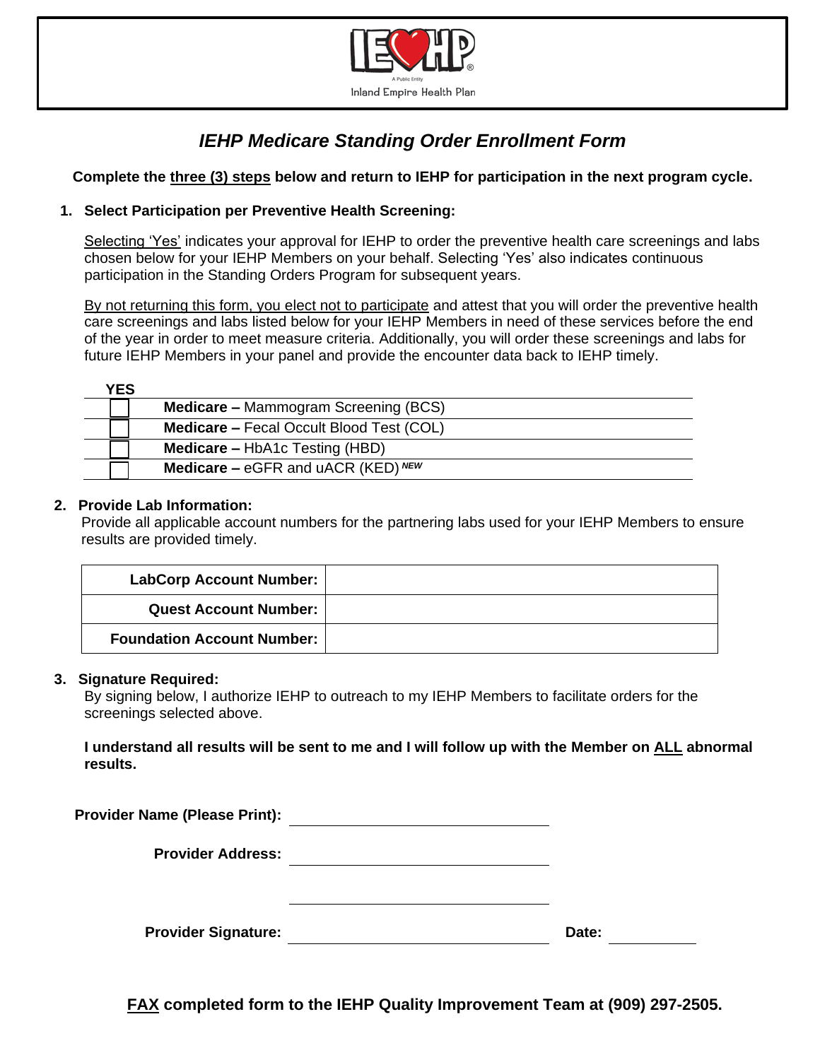Inland Empire Health Plan

# *IEHP Medicare Standing Order Enrollment Form*

**Complete the three (3) steps below and return to IEHP for participation in the next program cycle.**

**1. Select Participation per Preventive Health Screening:**

Selecting 'Yes' indicates your approval for IEHP to order the preventive health care screenings and labs chosen below for your IEHP Members on your behalf. Selecting 'Yes' also indicates continuous participation in the Standing Orders Program for subsequent years.

By not returning this form, you elect not to participate and attest that you will order the preventive health care screenings and labs listed below for your IEHP Members in need of these services before the end of the year in order to meet measure criteria. Additionally, you will order these screenings and labs for future IEHP Members in your panel and provide the encounter data back to IEHP timely.

| YES | |
|---|---|
| ☐ | **Medicare –** Mammogram Screening (BCS) |
| ☐ | **Medicare –** Fecal Occult Blood Test (COL) |
| ☐ | **Medicare –** HbA1c Testing (HBD) |
| ☐ | **Medicare –** eGFR and uACR (KED) ***NEW*** |

**2. Provide Lab Information:**

Provide all applicable account numbers for the partnering labs used for your IEHP Members to ensure results are provided timely.

| | |
|---|---|
| **LabCorp Account Number:** | |
| **Quest Account Number:** | |
| **Foundation Account Number:** | |

**3. Signature Required:**

By signing below, I authorize IEHP to outreach to my IEHP Members to facilitate orders for the screenings selected above.

**I understand all results will be sent to me and I will follow up with the Member on ALL abnormal results.**

**Provider Name (Please Print):** ____________________

**Provider Address:** ____________________

____________________

**Provider Signature:** ____________________ **Date:** __________

**FAX completed form to the IEHP Quality Improvement Team at (909) 297-2505.**